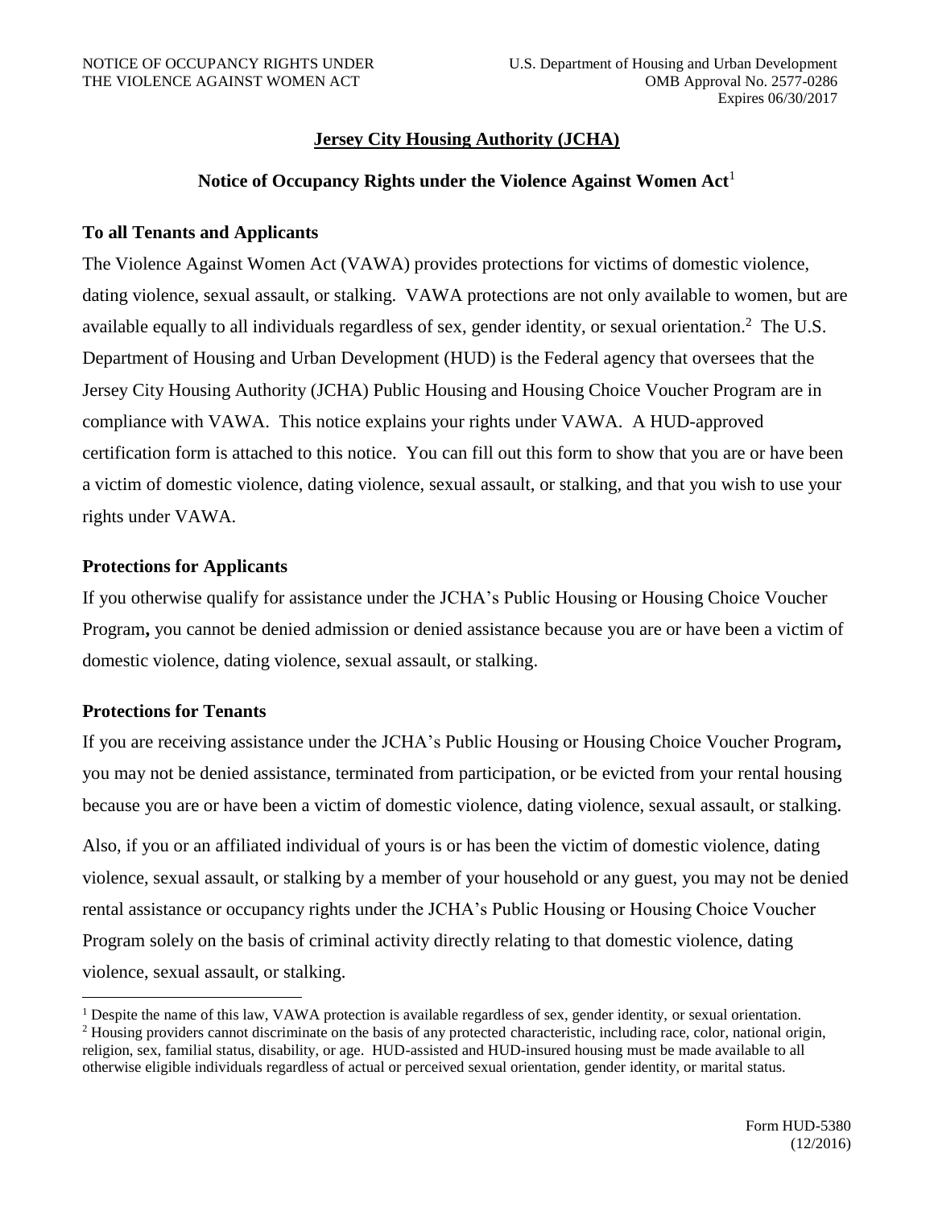NOTICE OF OCCUPANCY RIGHTS UNDER THE VIOLENCE AGAINST WOMEN ACT

U.S. Department of Housing and Urban Development
OMB Approval No. 2577-0286
Expires 06/30/2017

# Jersey City Housing Authority (JCHA)

## Notice of Occupancy Rights under the Violence Against Women Act[1]

### To all Tenants and Applicants

The Violence Against Women Act (VAWA) provides protections for victims of domestic violence, dating violence, sexual assault, or stalking. VAWA protections are not only available to women, but are available equally to all individuals regardless of sex, gender identity, or sexual orientation.[2] The U.S. Department of Housing and Urban Development (HUD) is the Federal agency that oversees that the Jersey City Housing Authority (JCHA) Public Housing and Housing Choice Voucher Program are in compliance with VAWA. This notice explains your rights under VAWA. A HUD-approved certification form is attached to this notice. You can fill out this form to show that you are or have been a victim of domestic violence, dating violence, sexual assault, or stalking, and that you wish to use your rights under VAWA.

### Protections for Applicants

If you otherwise qualify for assistance under the JCHA's Public Housing or Housing Choice Voucher Program**,** you cannot be denied admission or denied assistance because you are or have been a victim of domestic violence, dating violence, sexual assault, or stalking.

### Protections for Tenants

If you are receiving assistance under the JCHA's Public Housing or Housing Choice Voucher Program**,** you may not be denied assistance, terminated from participation, or be evicted from your rental housing because you are or have been a victim of domestic violence, dating violence, sexual assault, or stalking.

Also, if you or an affiliated individual of yours is or has been the victim of domestic violence, dating violence, sexual assault, or stalking by a member of your household or any guest, you may not be denied rental assistance or occupancy rights under the JCHA's Public Housing or Housing Choice Voucher Program solely on the basis of criminal activity directly relating to that domestic violence, dating violence, sexual assault, or stalking.

[1] Despite the name of this law, VAWA protection is available regardless of sex, gender identity, or sexual orientation.

[2] Housing providers cannot discriminate on the basis of any protected characteristic, including race, color, national origin, religion, sex, familial status, disability, or age. HUD-assisted and HUD-insured housing must be made available to all otherwise eligible individuals regardless of actual or perceived sexual orientation, gender identity, or marital status.

Form HUD-5380
(12/2016)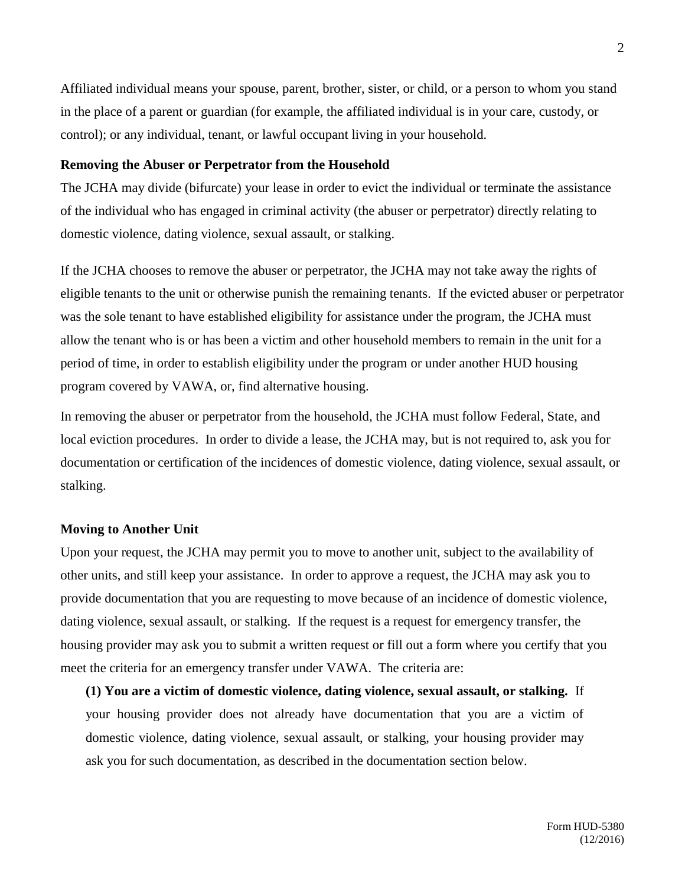Affiliated individual means your spouse, parent, brother, sister, or child, or a person to whom you stand in the place of a parent or guardian (for example, the affiliated individual is in your care, custody, or control); or any individual, tenant, or lawful occupant living in your household.

**Removing the Abuser or Perpetrator from the Household**

The JCHA may divide (bifurcate) your lease in order to evict the individual or terminate the assistance of the individual who has engaged in criminal activity (the abuser or perpetrator) directly relating to domestic violence, dating violence, sexual assault, or stalking.

If the JCHA chooses to remove the abuser or perpetrator, the JCHA may not take away the rights of eligible tenants to the unit or otherwise punish the remaining tenants. If the evicted abuser or perpetrator was the sole tenant to have established eligibility for assistance under the program, the JCHA must allow the tenant who is or has been a victim and other household members to remain in the unit for a period of time, in order to establish eligibility under the program or under another HUD housing program covered by VAWA, or, find alternative housing.

In removing the abuser or perpetrator from the household, the JCHA must follow Federal, State, and local eviction procedures. In order to divide a lease, the JCHA may, but is not required to, ask you for documentation or certification of the incidences of domestic violence, dating violence, sexual assault, or stalking.

**Moving to Another Unit**

Upon your request, the JCHA may permit you to move to another unit, subject to the availability of other units, and still keep your assistance. In order to approve a request, the JCHA may ask you to provide documentation that you are requesting to move because of an incidence of domestic violence, dating violence, sexual assault, or stalking. If the request is a request for emergency transfer, the housing provider may ask you to submit a written request or fill out a form where you certify that you meet the criteria for an emergency transfer under VAWA. The criteria are:

**(1) You are a victim of domestic violence, dating violence, sexual assault, or stalking.** If your housing provider does not already have documentation that you are a victim of domestic violence, dating violence, sexual assault, or stalking, your housing provider may ask you for such documentation, as described in the documentation section below.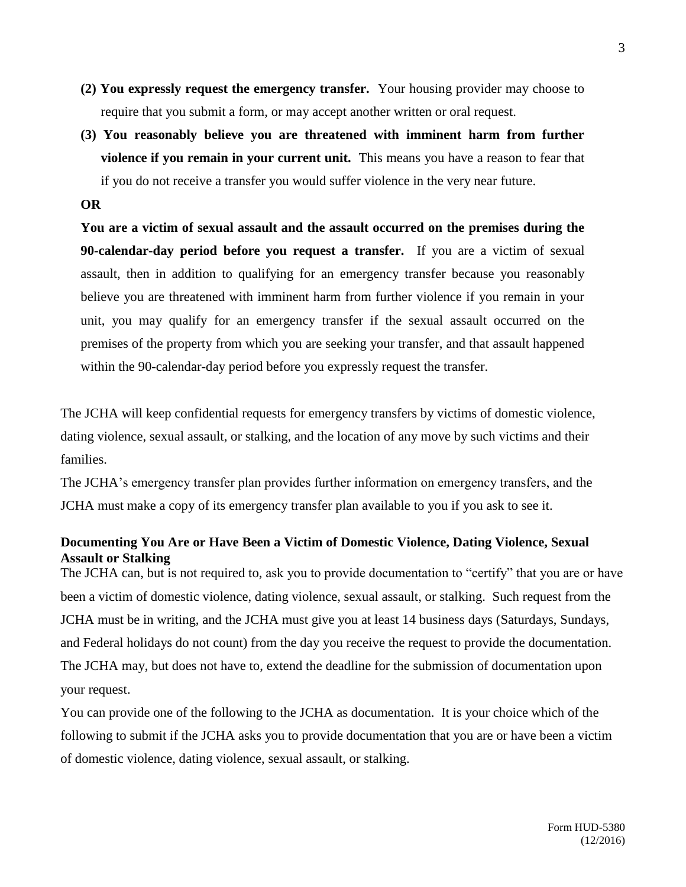**(2) You expressly request the emergency transfer.** Your housing provider may choose to require that you submit a form, or may accept another written or oral request.

**(3) You reasonably believe you are threatened with imminent harm from further violence if you remain in your current unit.** This means you have a reason to fear that if you do not receive a transfer you would suffer violence in the very near future.

**OR**

**You are a victim of sexual assault and the assault occurred on the premises during the 90-calendar-day period before you request a transfer.** If you are a victim of sexual assault, then in addition to qualifying for an emergency transfer because you reasonably believe you are threatened with imminent harm from further violence if you remain in your unit, you may qualify for an emergency transfer if the sexual assault occurred on the premises of the property from which you are seeking your transfer, and that assault happened within the 90-calendar-day period before you expressly request the transfer.

The JCHA will keep confidential requests for emergency transfers by victims of domestic violence, dating violence, sexual assault, or stalking, and the location of any move by such victims and their families.

The JCHA's emergency transfer plan provides further information on emergency transfers, and the JCHA must make a copy of its emergency transfer plan available to you if you ask to see it.

**Documenting You Are or Have Been a Victim of Domestic Violence, Dating Violence, Sexual Assault or Stalking**

The JCHA can, but is not required to, ask you to provide documentation to "certify" that you are or have been a victim of domestic violence, dating violence, sexual assault, or stalking. Such request from the JCHA must be in writing, and the JCHA must give you at least 14 business days (Saturdays, Sundays, and Federal holidays do not count) from the day you receive the request to provide the documentation. The JCHA may, but does not have to, extend the deadline for the submission of documentation upon your request.

You can provide one of the following to the JCHA as documentation. It is your choice which of the following to submit if the JCHA asks you to provide documentation that you are or have been a victim of domestic violence, dating violence, sexual assault, or stalking.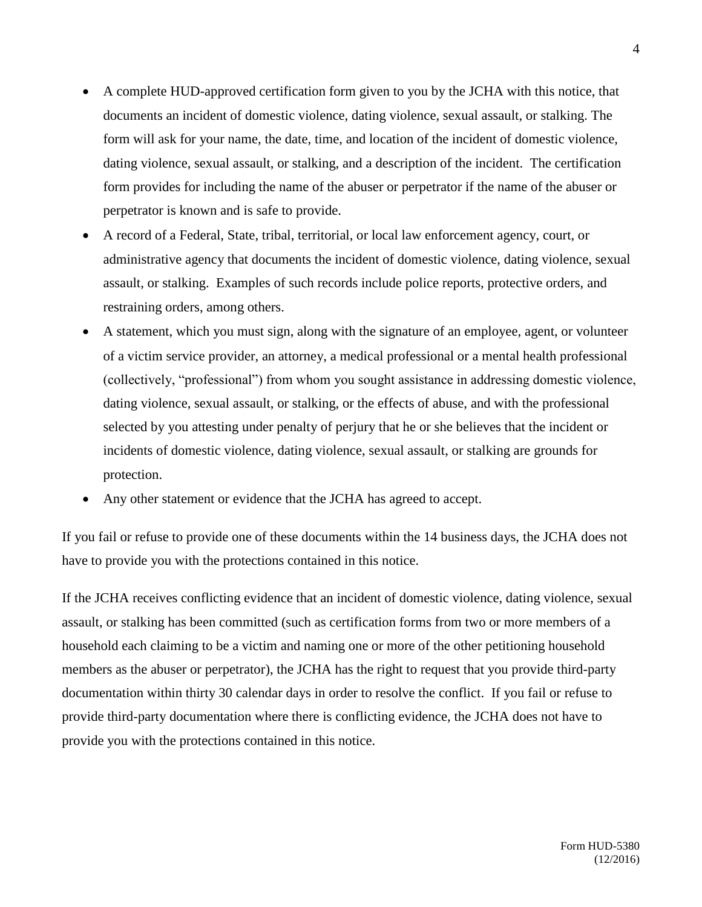- A complete HUD-approved certification form given to you by the JCHA with this notice, that documents an incident of domestic violence, dating violence, sexual assault, or stalking. The form will ask for your name, the date, time, and location of the incident of domestic violence, dating violence, sexual assault, or stalking, and a description of the incident. The certification form provides for including the name of the abuser or perpetrator if the name of the abuser or perpetrator is known and is safe to provide.
- A record of a Federal, State, tribal, territorial, or local law enforcement agency, court, or administrative agency that documents the incident of domestic violence, dating violence, sexual assault, or stalking. Examples of such records include police reports, protective orders, and restraining orders, among others.
- A statement, which you must sign, along with the signature of an employee, agent, or volunteer of a victim service provider, an attorney, a medical professional or a mental health professional (collectively, "professional") from whom you sought assistance in addressing domestic violence, dating violence, sexual assault, or stalking, or the effects of abuse, and with the professional selected by you attesting under penalty of perjury that he or she believes that the incident or incidents of domestic violence, dating violence, sexual assault, or stalking are grounds for protection.
- Any other statement or evidence that the JCHA has agreed to accept.

If you fail or refuse to provide one of these documents within the 14 business days, the JCHA does not have to provide you with the protections contained in this notice.

If the JCHA receives conflicting evidence that an incident of domestic violence, dating violence, sexual assault, or stalking has been committed (such as certification forms from two or more members of a household each claiming to be a victim and naming one or more of the other petitioning household members as the abuser or perpetrator), the JCHA has the right to request that you provide third-party documentation within thirty 30 calendar days in order to resolve the conflict. If you fail or refuse to provide third-party documentation where there is conflicting evidence, the JCHA does not have to provide you with the protections contained in this notice.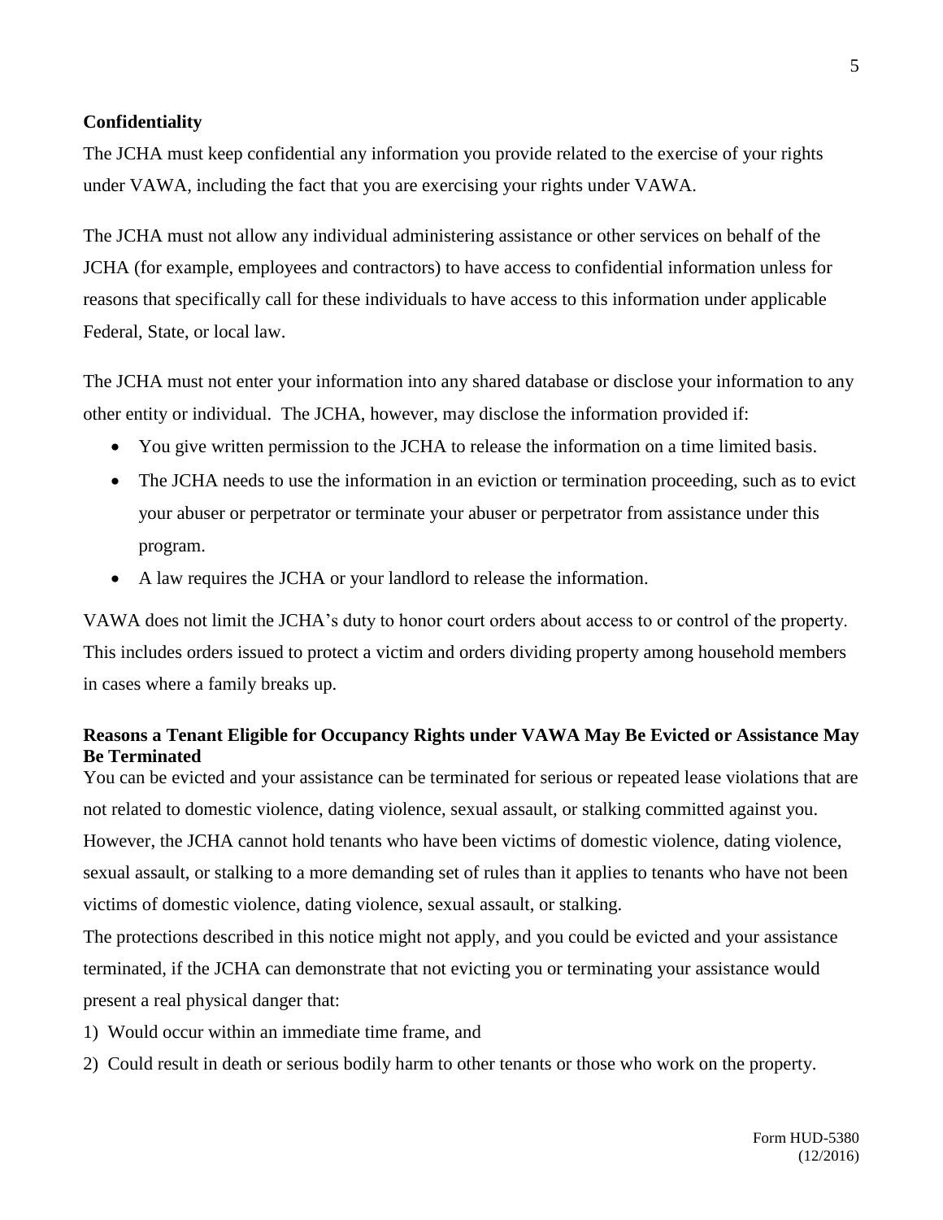**Confidentiality**

The JCHA must keep confidential any information you provide related to the exercise of your rights under VAWA, including the fact that you are exercising your rights under VAWA.

The JCHA must not allow any individual administering assistance or other services on behalf of the JCHA (for example, employees and contractors) to have access to confidential information unless for reasons that specifically call for these individuals to have access to this information under applicable Federal, State, or local law.

The JCHA must not enter your information into any shared database or disclose your information to any other entity or individual. The JCHA, however, may disclose the information provided if:

- You give written permission to the JCHA to release the information on a time limited basis.
- The JCHA needs to use the information in an eviction or termination proceeding, such as to evict your abuser or perpetrator or terminate your abuser or perpetrator from assistance under this program.
- A law requires the JCHA or your landlord to release the information.

VAWA does not limit the JCHA's duty to honor court orders about access to or control of the property. This includes orders issued to protect a victim and orders dividing property among household members in cases where a family breaks up.

**Reasons a Tenant Eligible for Occupancy Rights under VAWA May Be Evicted or Assistance May Be Terminated**

You can be evicted and your assistance can be terminated for serious or repeated lease violations that are not related to domestic violence, dating violence, sexual assault, or stalking committed against you. However, the JCHA cannot hold tenants who have been victims of domestic violence, dating violence, sexual assault, or stalking to a more demanding set of rules than it applies to tenants who have not been victims of domestic violence, dating violence, sexual assault, or stalking.

The protections described in this notice might not apply, and you could be evicted and your assistance terminated, if the JCHA can demonstrate that not evicting you or terminating your assistance would present a real physical danger that:

1) Would occur within an immediate time frame, and
2) Could result in death or serious bodily harm to other tenants or those who work on the property.

Form HUD-5380
(12/2016)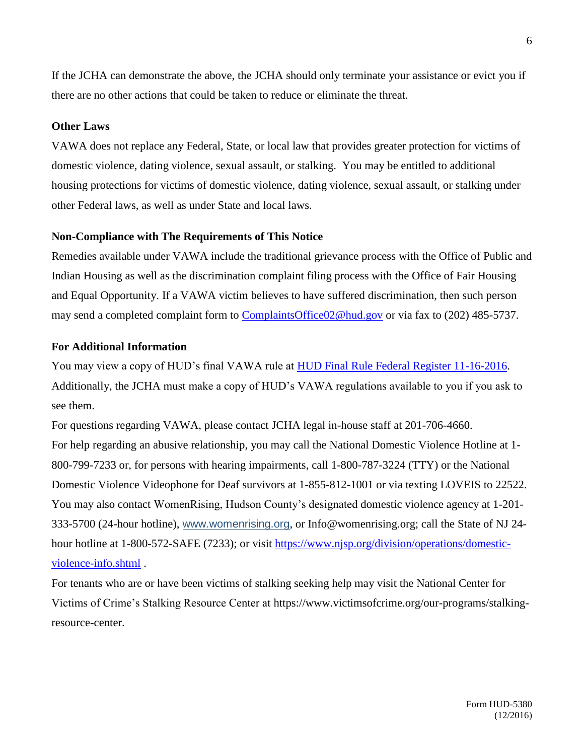If the JCHA can demonstrate the above, the JCHA should only terminate your assistance or evict you if there are no other actions that could be taken to reduce or eliminate the threat.

**Other Laws**

VAWA does not replace any Federal, State, or local law that provides greater protection for victims of domestic violence, dating violence, sexual assault, or stalking. You may be entitled to additional housing protections for victims of domestic violence, dating violence, sexual assault, or stalking under other Federal laws, as well as under State and local laws.

**Non-Compliance with The Requirements of This Notice**

Remedies available under VAWA include the traditional grievance process with the Office of Public and Indian Housing as well as the discrimination complaint filing process with the Office of Fair Housing and Equal Opportunity. If a VAWA victim believes to have suffered discrimination, then such person may send a completed complaint form to ComplaintsOffice02@hud.gov or via fax to (202) 485-5737.

**For Additional Information**

You may view a copy of HUD's final VAWA rule at HUD Final Rule Federal Register 11-16-2016. Additionally, the JCHA must make a copy of HUD's VAWA regulations available to you if you ask to see them.

For questions regarding VAWA, please contact JCHA legal in-house staff at 201-706-4660.

For help regarding an abusive relationship, you may call the National Domestic Violence Hotline at 1-800-799-7233 or, for persons with hearing impairments, call 1-800-787-3224 (TTY) or the National Domestic Violence Videophone for Deaf survivors at 1-855-812-1001 or via texting LOVEIS to 22522. You may also contact WomenRising, Hudson County's designated domestic violence agency at 1-201-333-5700 (24-hour hotline), www.womenrising.org, or Info@womenrising.org; call the State of NJ 24-hour hotline at 1-800-572-SAFE (7233); or visit https://www.njsp.org/division/operations/domestic-violence-info.shtml .

For tenants who are or have been victims of stalking seeking help may visit the National Center for Victims of Crime's Stalking Resource Center at https://www.victimsofcrime.org/our-programs/stalking-resource-center.

Form HUD-5380
(12/2016)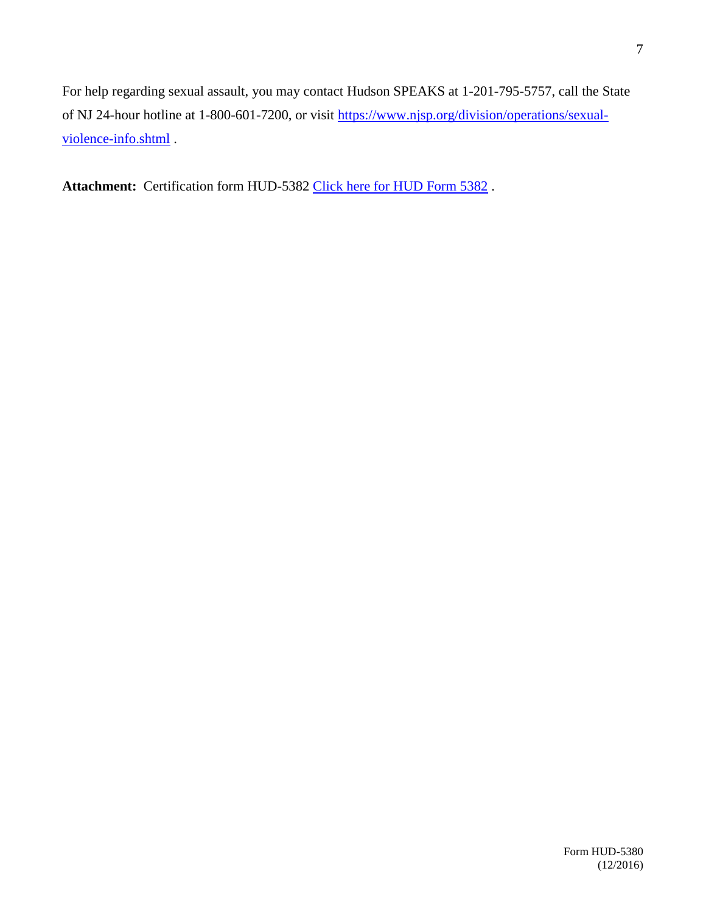For help regarding sexual assault, you may contact Hudson SPEAKS at 1-201-795-5757, call the State of NJ 24-hour hotline at 1-800-601-7200, or visit https://www.njsp.org/division/operations/sexual-violence-info.shtml .

**Attachment:** Certification form HUD-5382 Click here for HUD Form 5382 .